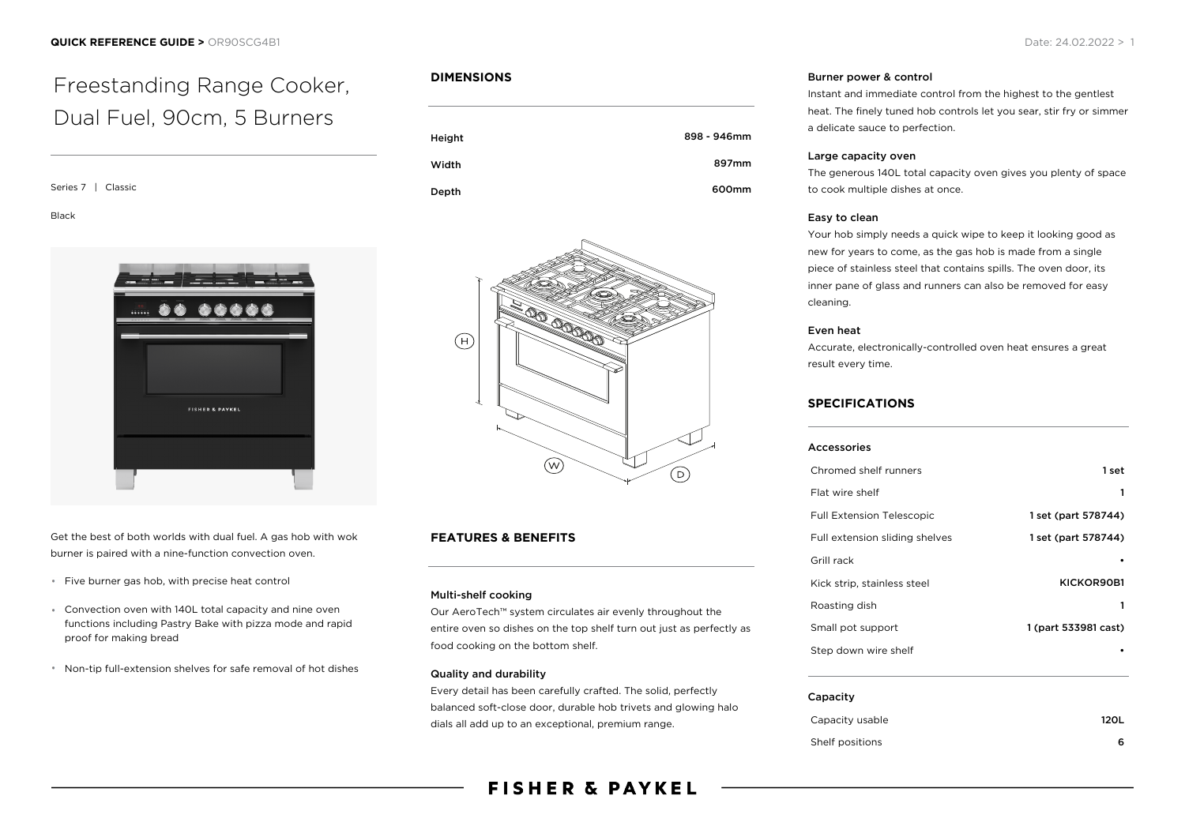# Freestanding Range Cooker, Dual Fuel, 90cm, 5 Burners

Series 7 | Classic

Black

Get the best of both worlds with dual fuel. A gas hob with wok burner is paired with a nine-function convection oven.

- Five burner gas hob, with precise heat control
- Convection oven with 140L total capacity and nine oven functions including Pastry Bake with pizza mode and rapid proof for making bread
- Non-tip full-extension shelves for safe removal of hot dishes

## DIMENSIONS

| | |
|---|---|
| Height | 898 - 946mm |
| Width | 897mm |
| Depth | 600mm |

## FEATURES & BENEFITS

### Multi-shelf cooking

Our AeroTech™ system circulates air evenly throughout the entire oven so dishes on the top shelf turn out just as perfectly as food cooking on the bottom shelf.

### Quality and durability

Every detail has been carefully crafted. The solid, perfectly balanced soft-close door, durable hob trivets and glowing halo dials all add up to an exceptional, premium range.

### Burner power & control

Instant and immediate control from the highest to the gentlest heat. The finely tuned hob controls let you sear, stir fry or simmer a delicate sauce to perfection.

### Large capacity oven

The generous 140L total capacity oven gives you plenty of space to cook multiple dishes at once.

### Easy to clean

Your hob simply needs a quick wipe to keep it looking good as new for years to come, as the gas hob is made from a single piece of stainless steel that contains spills. The oven door, its inner pane of glass and runners can also be removed for easy cleaning.

### Even heat

Accurate, electronically-controlled oven heat ensures a great result every time.

## SPECIFICATIONS

### Accessories

| | |
|---|---|
| Chromed shelf runners | 1 set |
| Flat wire shelf | 1 |
| Full Extension Telescopic | 1 set (part 578744) |
| Full extension sliding shelves | 1 set (part 578744) |
| Grill rack | • |
| Kick strip, stainless steel | KICKOR90B1 |
| Roasting dish | 1 |
| Small pot support | 1 (part 533981 cast) |
| Step down wire shelf | • |

### Capacity

| | |
|---|---|
| Capacity usable | 120L |
| Shelf positions | 6 |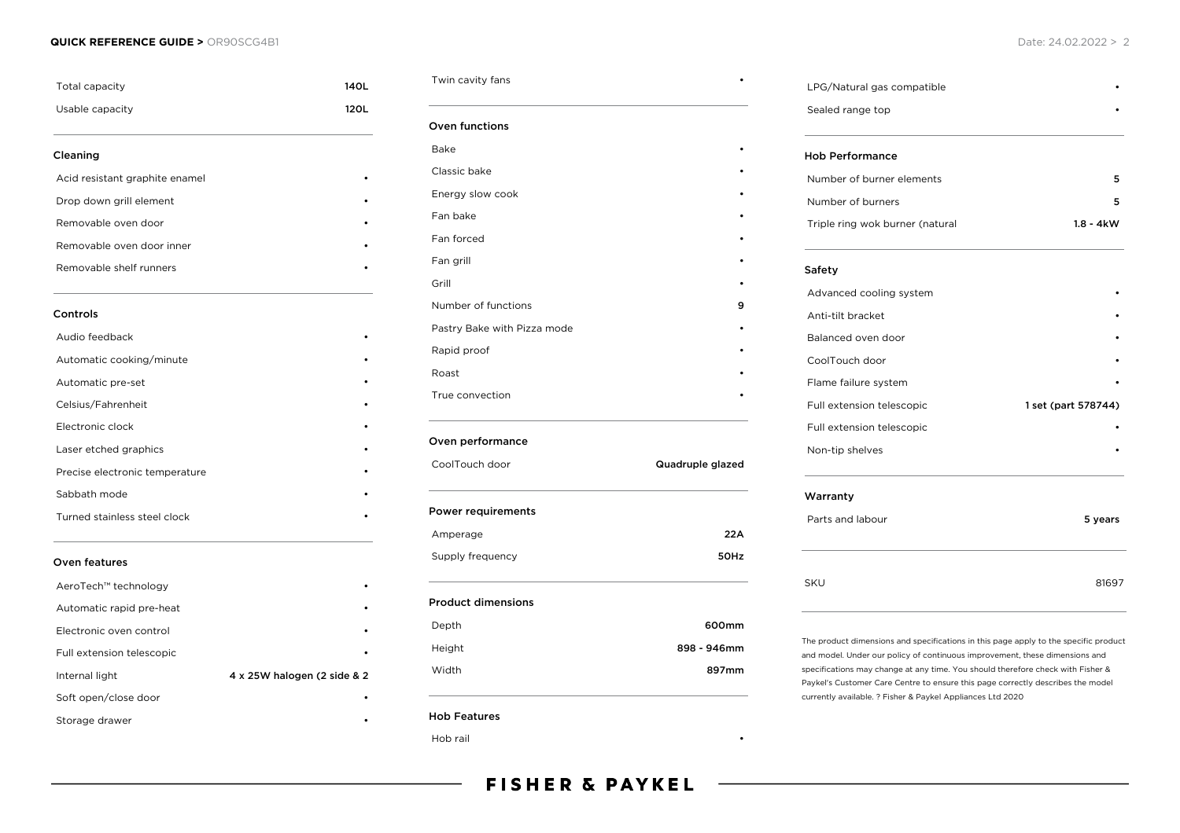| | |
|---|---|
| Total capacity | **140L** |
| Usable capacity | **120L** |

### Cleaning

| | |
|---|---|
| Acid resistant graphite enamel | • |
| Drop down grill element | • |
| Removable oven door | • |
| Removable oven door inner | • |
| Removable shelf runners | • |

### Controls

| | |
|---|---|
| Audio feedback | • |
| Automatic cooking/minute | • |
| Automatic pre-set | • |
| Celsius/Fahrenheit | • |
| Electronic clock | • |
| Laser etched graphics | • |
| Precise electronic temperature | • |
| Sabbath mode | • |
| Turned stainless steel clock | • |

### Oven features

| | |
|---|---|
| AeroTech™ technology | • |
| Automatic rapid pre-heat | • |
| Electronic oven control | • |
| Full extension telescopic | • |
| Internal light | **4 x 25W halogen (2 side & 2** |
| Soft open/close door | • |
| Storage drawer | • |
| Twin cavity fans | • |

### Oven functions

| | |
|---|---|
| Bake | • |
| Classic bake | • |
| Energy slow cook | • |
| Fan bake | • |
| Fan forced | • |
| Fan grill | • |
| Grill | • |
| Number of functions | **9** |
| Pastry Bake with Pizza mode | • |
| Rapid proof | • |
| Roast | • |
| True convection | • |

### Oven performance

| | |
|---|---|
| CoolTouch door | **Quadruple glazed** |

### Power requirements

| | |
|---|---|
| Amperage | **22A** |
| Supply frequency | **50Hz** |

### Product dimensions

| | |
|---|---|
| Depth | **600mm** |
| Height | **898 - 946mm** |
| Width | **897mm** |

### Hob Features

| | |
|---|---|
| Hob rail | • |
| LPG/Natural gas compatible | • |
| Sealed range top | • |

### Hob Performance

| | |
|---|---|
| Number of burner elements | **5** |
| Number of burners | **5** |
| Triple ring wok burner (natural | **1.8 - 4kW** |

### Safety

| | |
|---|---|
| Advanced cooling system | • |
| Anti-tilt bracket | • |
| Balanced oven door | • |
| CoolTouch door | • |
| Flame failure system | • |
| Full extension telescopic | **1 set (part 578744)** |
| Full extension telescopic | • |
| Non-tip shelves | • |

### Warranty

| | |
|---|---|
| Parts and labour | **5 years** |

| | |
|---|---|
| SKU | 81697 |

The product dimensions and specifications in this page apply to the specific product and model. Under our policy of continuous improvement, these dimensions and specifications may change at any time. You should therefore check with Fisher & Paykel's Customer Care Centre to ensure this page correctly describes the model currently available. ? Fisher & Paykel Appliances Ltd 2020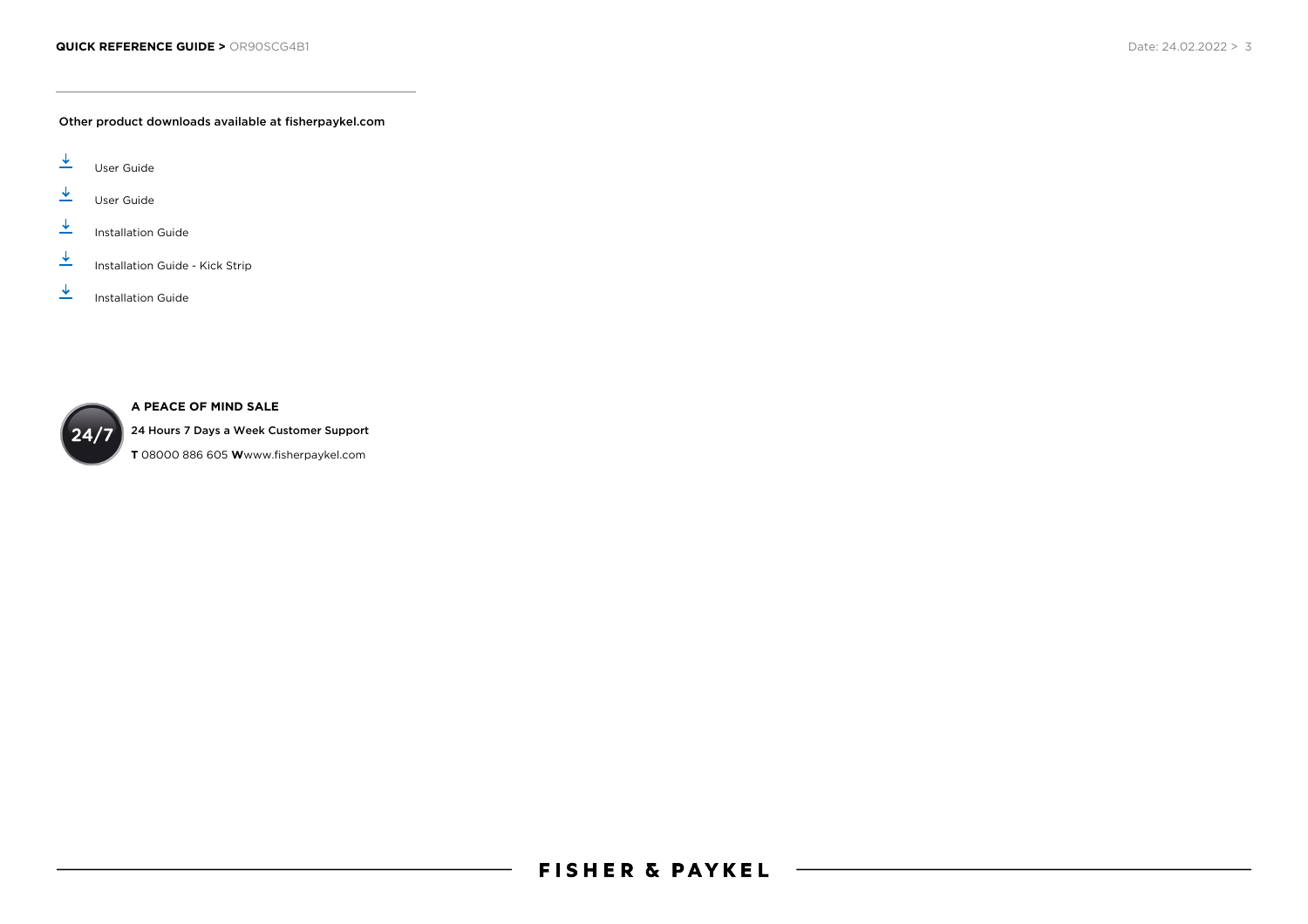Other product downloads available at fisherpaykel.com

- User Guide
- User Guide
- Installation Guide
- Installation Guide - Kick Strip
- Installation Guide

24/7

**A PEACE OF MIND SALE**

**24 Hours 7 Days a Week Customer Support**

**T** 08000 886 605 **W**www.fisherpaykel.com

FISHER & PAYKEL